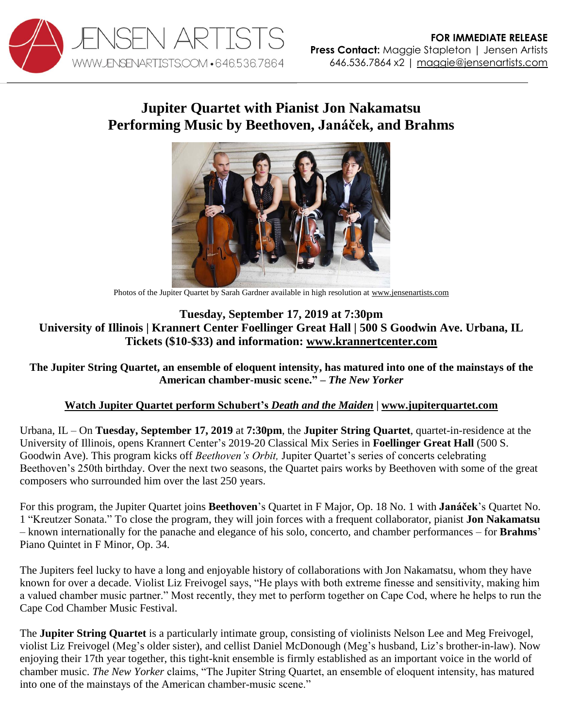JENSEN ARTISTS
WWW.JENSENARTISTS.COM • 646.536.7864

**FOR IMMEDIATE RELEASE**
**Press Contact:** Maggie Stapleton | Jensen Artists
646.536.7864 x2 | maggie@jensenartists.com

# Jupiter Quartet with Pianist Jon Nakamatsu Performing Music by Beethoven, Janáček, and Brahms

Photos of the Jupiter Quartet by Sarah Gardner available in high resolution at www.jensenartists.com

**Tuesday, September 17, 2019 at 7:30pm**
**University of Illinois | Krannert Center Foellinger Great Hall | 500 S Goodwin Ave. Urbana, IL**
**Tickets ($10-$33) and information: www.krannertcenter.com**

**The Jupiter String Quartet, an ensemble of eloquent intensity, has matured into one of the mainstays of the American chamber-music scene." – *The New Yorker***

**Watch Jupiter Quartet perform Schubert's *Death and the Maiden* | www.jupiterquartet.com**

Urbana, IL – On **Tuesday, September 17, 2019** at **7:30pm**, the **Jupiter String Quartet**, quartet-in-residence at the University of Illinois, opens Krannert Center's 2019-20 Classical Mix Series in **Foellinger Great Hall** (500 S. Goodwin Ave). This program kicks off *Beethoven's Orbit,* Jupiter Quartet's series of concerts celebrating Beethoven's 250th birthday. Over the next two seasons, the Quartet pairs works by Beethoven with some of the great composers who surrounded him over the last 250 years.

For this program, the Jupiter Quartet joins **Beethoven**'s Quartet in F Major, Op. 18 No. 1 with **Janáček**'s Quartet No. 1 "Kreutzer Sonata." To close the program, they will join forces with a frequent collaborator, pianist **Jon Nakamatsu** – known internationally for the panache and elegance of his solo, concerto, and chamber performances – for **Brahms**' Piano Quintet in F Minor, Op. 34.

The Jupiters feel lucky to have a long and enjoyable history of collaborations with Jon Nakamatsu, whom they have known for over a decade. Violist Liz Freivogel says, "He plays with both extreme finesse and sensitivity, making him a valued chamber music partner." Most recently, they met to perform together on Cape Cod, where he helps to run the Cape Cod Chamber Music Festival.

The **Jupiter String Quartet** is a particularly intimate group, consisting of violinists Nelson Lee and Meg Freivogel, violist Liz Freivogel (Meg's older sister), and cellist Daniel McDonough (Meg's husband, Liz's brother-in-law). Now enjoying their 17th year together, this tight-knit ensemble is firmly established as an important voice in the world of chamber music. *The New Yorker* claims, "The Jupiter String Quartet, an ensemble of eloquent intensity, has matured into one of the mainstays of the American chamber-music scene."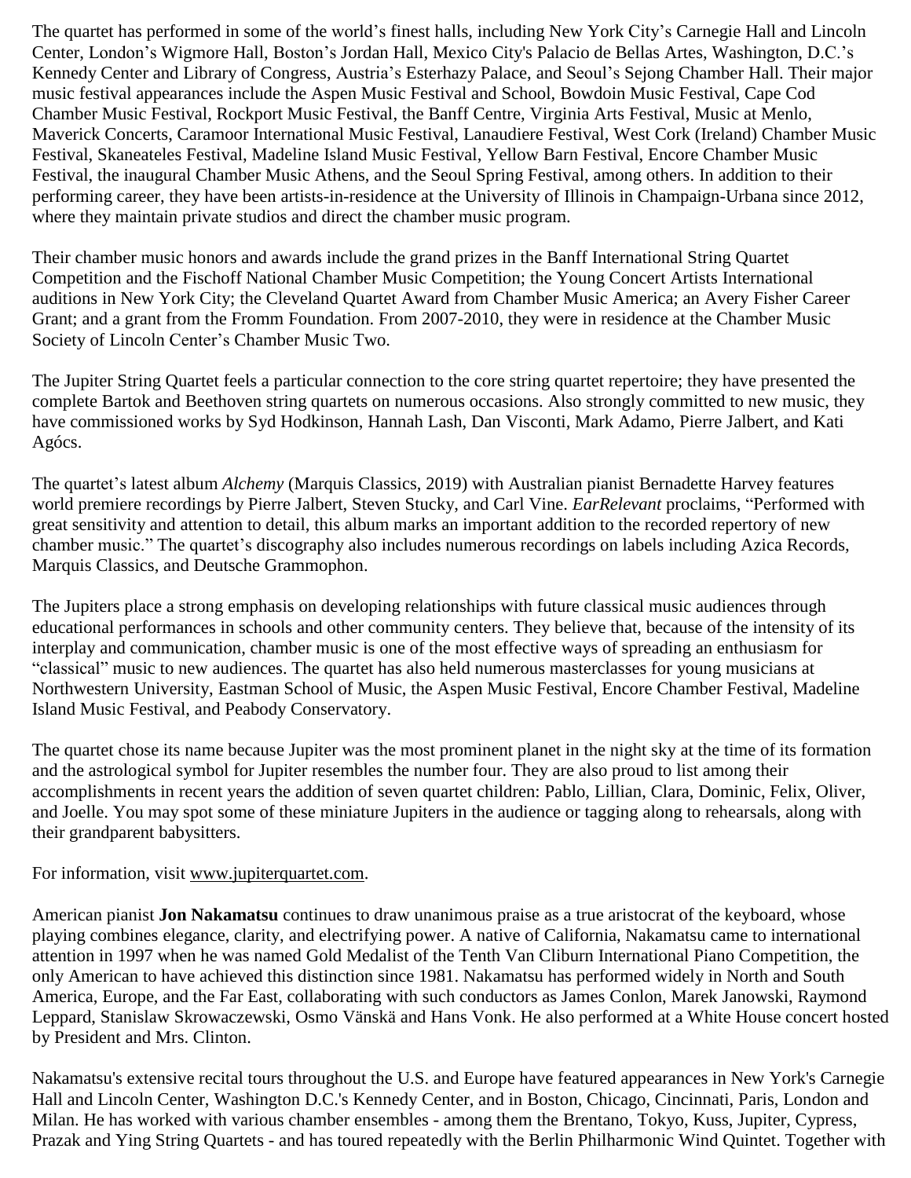The quartet has performed in some of the world's finest halls, including New York City's Carnegie Hall and Lincoln Center, London's Wigmore Hall, Boston's Jordan Hall, Mexico City's Palacio de Bellas Artes, Washington, D.C.'s Kennedy Center and Library of Congress, Austria's Esterhazy Palace, and Seoul's Sejong Chamber Hall. Their major music festival appearances include the Aspen Music Festival and School, Bowdoin Music Festival, Cape Cod Chamber Music Festival, Rockport Music Festival, the Banff Centre, Virginia Arts Festival, Music at Menlo, Maverick Concerts, Caramoor International Music Festival, Lanaudiere Festival, West Cork (Ireland) Chamber Music Festival, Skaneateles Festival, Madeline Island Music Festival, Yellow Barn Festival, Encore Chamber Music Festival, the inaugural Chamber Music Athens, and the Seoul Spring Festival, among others. In addition to their performing career, they have been artists-in-residence at the University of Illinois in Champaign-Urbana since 2012, where they maintain private studios and direct the chamber music program.

Their chamber music honors and awards include the grand prizes in the Banff International String Quartet Competition and the Fischoff National Chamber Music Competition; the Young Concert Artists International auditions in New York City; the Cleveland Quartet Award from Chamber Music America; an Avery Fisher Career Grant; and a grant from the Fromm Foundation. From 2007-2010, they were in residence at the Chamber Music Society of Lincoln Center's Chamber Music Two.

The Jupiter String Quartet feels a particular connection to the core string quartet repertoire; they have presented the complete Bartok and Beethoven string quartets on numerous occasions. Also strongly committed to new music, they have commissioned works by Syd Hodkinson, Hannah Lash, Dan Visconti, Mark Adamo, Pierre Jalbert, and Kati Agócs.

The quartet's latest album *Alchemy* (Marquis Classics, 2019) with Australian pianist Bernadette Harvey features world premiere recordings by Pierre Jalbert, Steven Stucky, and Carl Vine. *EarRelevant* proclaims, "Performed with great sensitivity and attention to detail, this album marks an important addition to the recorded repertory of new chamber music." The quartet's discography also includes numerous recordings on labels including Azica Records, Marquis Classics, and Deutsche Grammophon.

The Jupiters place a strong emphasis on developing relationships with future classical music audiences through educational performances in schools and other community centers. They believe that, because of the intensity of its interplay and communication, chamber music is one of the most effective ways of spreading an enthusiasm for "classical" music to new audiences. The quartet has also held numerous masterclasses for young musicians at Northwestern University, Eastman School of Music, the Aspen Music Festival, Encore Chamber Festival, Madeline Island Music Festival, and Peabody Conservatory.

The quartet chose its name because Jupiter was the most prominent planet in the night sky at the time of its formation and the astrological symbol for Jupiter resembles the number four. They are also proud to list among their accomplishments in recent years the addition of seven quartet children: Pablo, Lillian, Clara, Dominic, Felix, Oliver, and Joelle. You may spot some of these miniature Jupiters in the audience or tagging along to rehearsals, along with their grandparent babysitters.

For information, visit www.jupiterquartet.com.

American pianist **Jon Nakamatsu** continues to draw unanimous praise as a true aristocrat of the keyboard, whose playing combines elegance, clarity, and electrifying power. A native of California, Nakamatsu came to international attention in 1997 when he was named Gold Medalist of the Tenth Van Cliburn International Piano Competition, the only American to have achieved this distinction since 1981. Nakamatsu has performed widely in North and South America, Europe, and the Far East, collaborating with such conductors as James Conlon, Marek Janowski, Raymond Leppard, Stanislaw Skrowaczewski, Osmo Vänskä and Hans Vonk. He also performed at a White House concert hosted by President and Mrs. Clinton.

Nakamatsu's extensive recital tours throughout the U.S. and Europe have featured appearances in New York's Carnegie Hall and Lincoln Center, Washington D.C.'s Kennedy Center, and in Boston, Chicago, Cincinnati, Paris, London and Milan. He has worked with various chamber ensembles - among them the Brentano, Tokyo, Kuss, Jupiter, Cypress, Prazak and Ying String Quartets - and has toured repeatedly with the Berlin Philharmonic Wind Quintet. Together with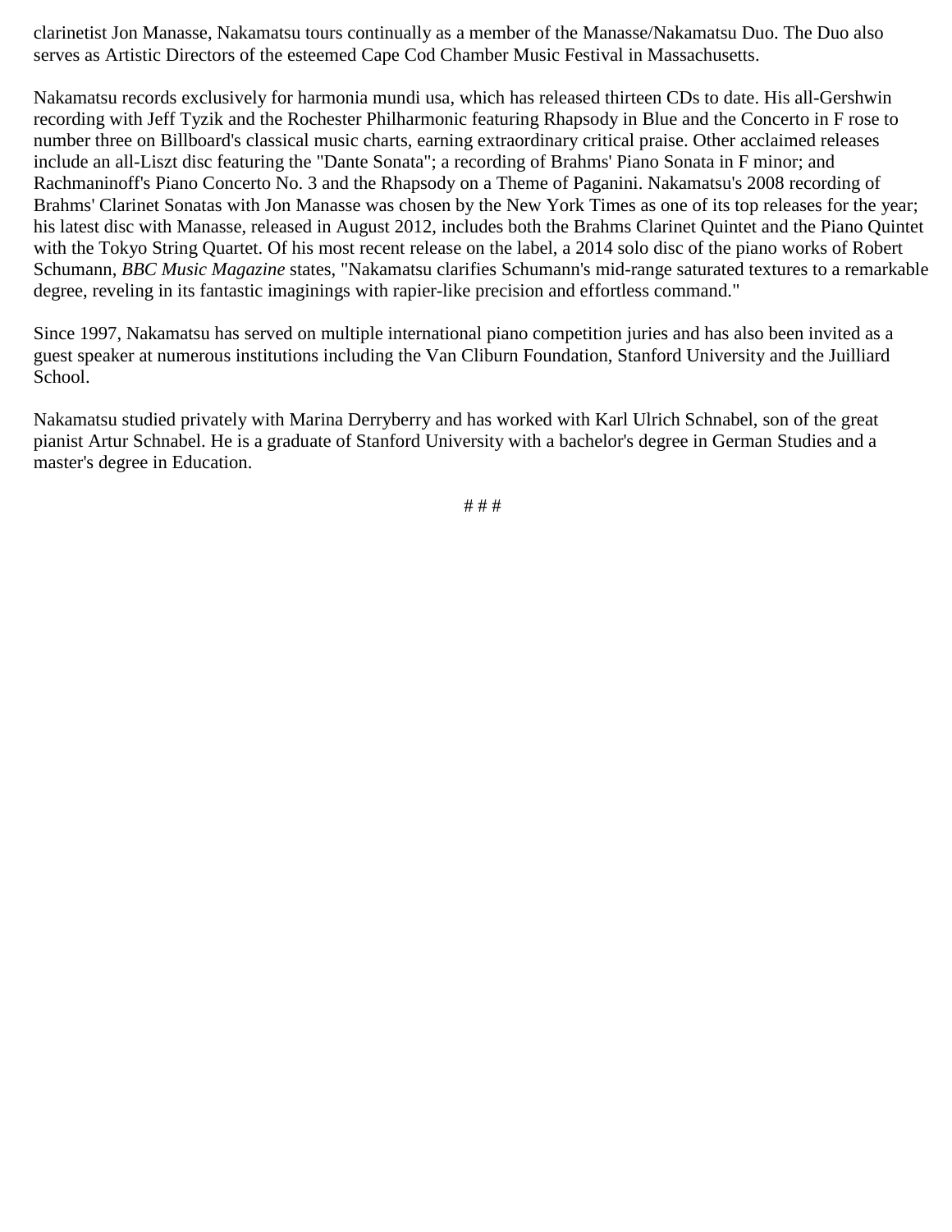clarinetist Jon Manasse, Nakamatsu tours continually as a member of the Manasse/Nakamatsu Duo. The Duo also serves as Artistic Directors of the esteemed Cape Cod Chamber Music Festival in Massachusetts.

Nakamatsu records exclusively for harmonia mundi usa, which has released thirteen CDs to date. His all-Gershwin recording with Jeff Tyzik and the Rochester Philharmonic featuring Rhapsody in Blue and the Concerto in F rose to number three on Billboard's classical music charts, earning extraordinary critical praise. Other acclaimed releases include an all-Liszt disc featuring the "Dante Sonata"; a recording of Brahms' Piano Sonata in F minor; and Rachmaninoff's Piano Concerto No. 3 and the Rhapsody on a Theme of Paganini. Nakamatsu's 2008 recording of Brahms' Clarinet Sonatas with Jon Manasse was chosen by the New York Times as one of its top releases for the year; his latest disc with Manasse, released in August 2012, includes both the Brahms Clarinet Quintet and the Piano Quintet with the Tokyo String Quartet. Of his most recent release on the label, a 2014 solo disc of the piano works of Robert Schumann, *BBC Music Magazine* states, "Nakamatsu clarifies Schumann's mid-range saturated textures to a remarkable degree, reveling in its fantastic imaginings with rapier-like precision and effortless command."

Since 1997, Nakamatsu has served on multiple international piano competition juries and has also been invited as a guest speaker at numerous institutions including the Van Cliburn Foundation, Stanford University and the Juilliard School.

Nakamatsu studied privately with Marina Derryberry and has worked with Karl Ulrich Schnabel, son of the great pianist Artur Schnabel. He is a graduate of Stanford University with a bachelor's degree in German Studies and a master's degree in Education.

# # #